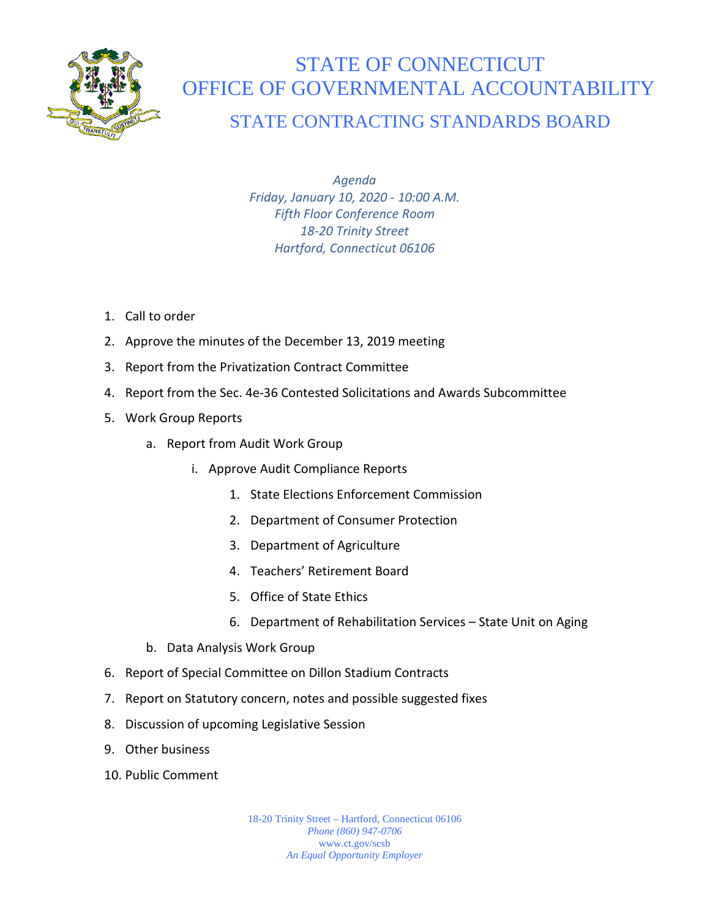# STATE OF CONNECTICUT
# OFFICE OF GOVERNMENTAL ACCOUNTABILITY
## STATE CONTRACTING STANDARDS BOARD

*Agenda*
*Friday, January 10, 2020 - 10:00 A.M.*
*Fifth Floor Conference Room*
*18-20 Trinity Street*
*Hartford, Connecticut 06106*

1. Call to order
2. Approve the minutes of the December 13, 2019 meeting
3. Report from the Privatization Contract Committee
4. Report from the Sec. 4e-36 Contested Solicitations and Awards Subcommittee
5. Work Group Reports
   a. Report from Audit Work Group
      i. Approve Audit Compliance Reports
         1. State Elections Enforcement Commission
         2. Department of Consumer Protection
         3. Department of Agriculture
         4. Teachers' Retirement Board
         5. Office of State Ethics
         6. Department of Rehabilitation Services – State Unit on Aging
   b. Data Analysis Work Group
6. Report of Special Committee on Dillon Stadium Contracts
7. Report on Statutory concern, notes and possible suggested fixes
8. Discussion of upcoming Legislative Session
9. Other business
10. Public Comment

18-20 Trinity Street – Hartford, Connecticut 06106
*Phone (860) 947-0706*
www.ct.gov/scsb
*An Equal Opportunity Employer*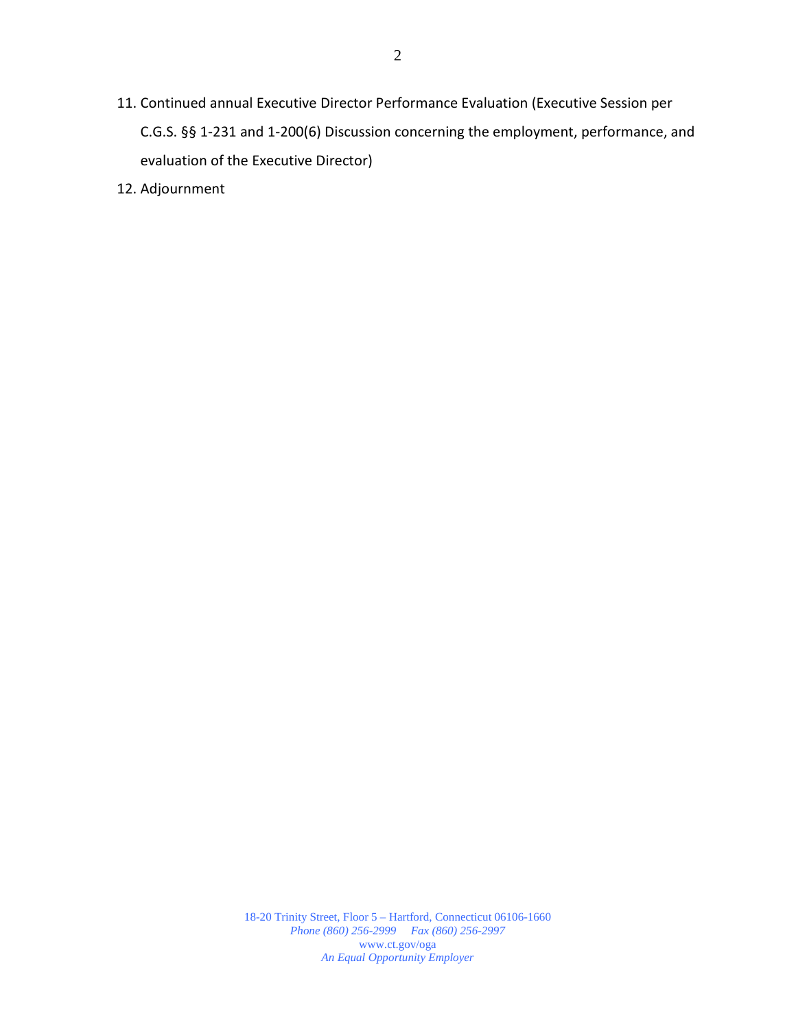11. Continued annual Executive Director Performance Evaluation (Executive Session per C.G.S. §§ 1-231 and 1-200(6) Discussion concerning the employment, performance, and evaluation of the Executive Director)
12. Adjournment

18-20 Trinity Street, Floor 5 – Hartford, Connecticut 06106-1660
*Phone (860) 256-2999 Fax (860) 256-2997*
www.ct.gov/oga
*An Equal Opportunity Employer*